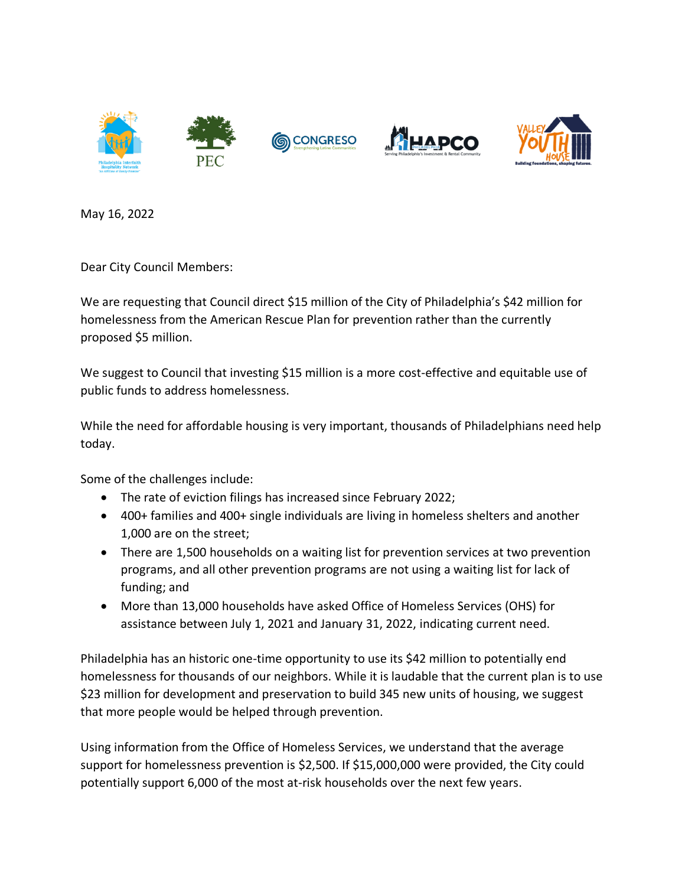May 16, 2022

Dear City Council Members:

We are requesting that Council direct $15 million of the City of Philadelphia's $42 million for homelessness from the American Rescue Plan for prevention rather than the currently proposed $5 million.

We suggest to Council that investing $15 million is a more cost-effective and equitable use of public funds to address homelessness.

While the need for affordable housing is very important, thousands of Philadelphians need help today.

Some of the challenges include:

- The rate of eviction filings has increased since February 2022;
- 400+ families and 400+ single individuals are living in homeless shelters and another 1,000 are on the street;
- There are 1,500 households on a waiting list for prevention services at two prevention programs, and all other prevention programs are not using a waiting list for lack of funding; and
- More than 13,000 households have asked Office of Homeless Services (OHS) for assistance between July 1, 2021 and January 31, 2022, indicating current need.

Philadelphia has an historic one-time opportunity to use its $42 million to potentially end homelessness for thousands of our neighbors. While it is laudable that the current plan is to use $23 million for development and preservation to build 345 new units of housing, we suggest that more people would be helped through prevention.

Using information from the Office of Homeless Services, we understand that the average support for homelessness prevention is $2,500. If $15,000,000 were provided, the City could potentially support 6,000 of the most at-risk households over the next few years.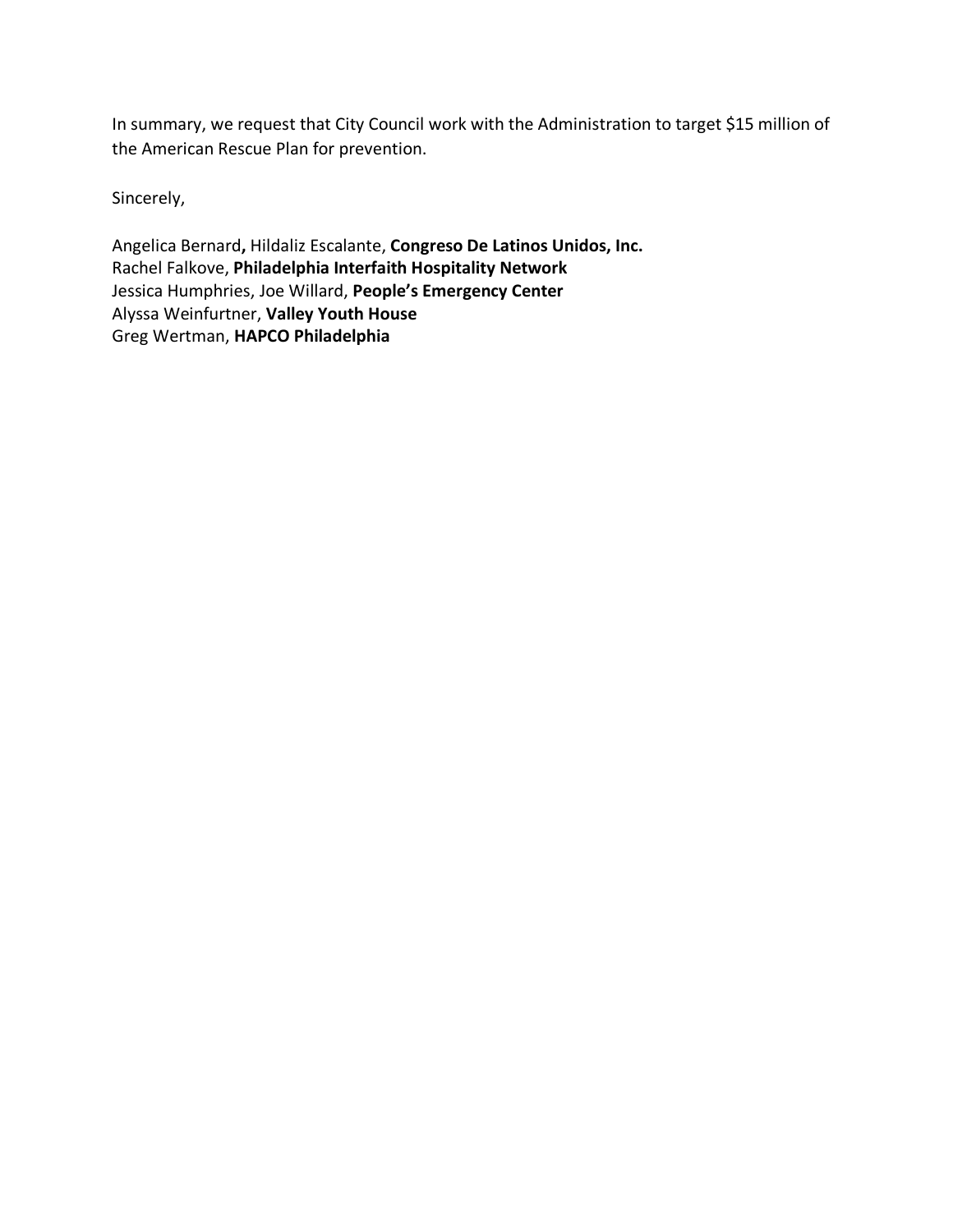In summary, we request that City Council work with the Administration to target $15 million of the American Rescue Plan for prevention.

Sincerely,

Angelica Bernard**,** Hildaliz Escalante, **Congreso De Latinos Unidos, Inc.**
Rachel Falkove, **Philadelphia Interfaith Hospitality Network**
Jessica Humphries, Joe Willard, **People's Emergency Center**
Alyssa Weinfurtner, **Valley Youth House**
Greg Wertman, **HAPCO Philadelphia**